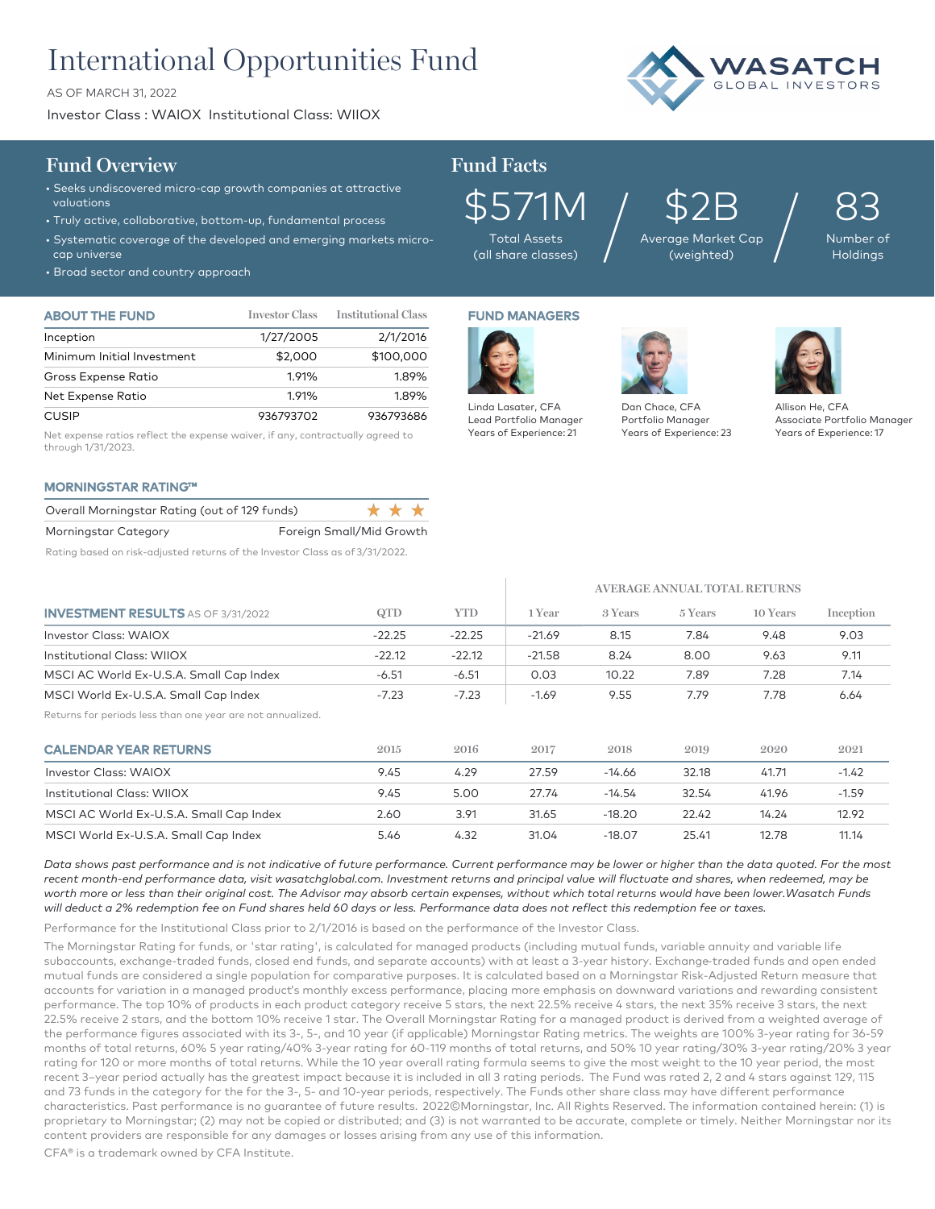# International Opportunities Fund

AS OF MARCH 31, 2022

Investor Class : WAIOX Institutional Class: WIIOX

WASATCH GLOBAL INVESTORS

## Fund Overview

- Seeks undiscovered micro-cap growth companies at attractive valuations
- Truly active, collaborative, bottom-up, fundamental process
- Systematic coverage of the developed and emerging markets micro-cap universe
- Broad sector and country approach

## Fund Facts

| $571M | $2B | 83 |
|---|---|---|
| Total Assets (all share classes) | Average Market Cap (weighted) | Number of Holdings |

## ABOUT THE FUND

| | Investor Class | Institutional Class |
|---|---|---|
| Inception | 1/27/2005 | 2/1/2016 |
| Minimum Initial Investment | $2,000 | $100,000 |
| Gross Expense Ratio | 1.91% | 1.89% |
| Net Expense Ratio | 1.91% | 1.89% |
| CUSIP | 936793702 | 936793686 |

Net expense ratios reflect the expense waiver, if any, contractually agreed to through 1/31/2023.

## FUND MANAGERS

Linda Lasater, CFA
Lead Portfolio Manager
Years of Experience: 21

Dan Chace, CFA
Portfolio Manager
Years of Experience: 23

Allison He, CFA
Associate Portfolio Manager
Years of Experience: 17

## MORNINGSTAR RATING™

| | |
|---|---|
| Overall Morningstar Rating (out of 129 funds) | ★★★ |
| Morningstar Category | Foreign Small/Mid Growth |

Rating based on risk-adjusted returns of the Investor Class as of 3/31/2022.

## INVESTMENT RESULTS AS OF 3/31/2022

| | | | AVERAGE ANNUAL TOTAL RETURNS | | | | |
|---|---|---|---|---|---|---|---|
| | QTD | YTD | 1 Year | 3 Years | 5 Years | 10 Years | Inception |
| Investor Class: WAIOX | -22.25 | -22.25 | -21.69 | 8.15 | 7.84 | 9.48 | 9.03 |
| Institutional Class: WIIOX | -22.12 | -22.12 | -21.58 | 8.24 | 8.00 | 9.63 | 9.11 |
| MSCI AC World Ex-U.S.A. Small Cap Index | -6.51 | -6.51 | 0.03 | 10.22 | 7.89 | 7.28 | 7.14 |
| MSCI World Ex-U.S.A. Small Cap Index | -7.23 | -7.23 | -1.69 | 9.55 | 7.79 | 7.78 | 6.64 |

Returns for periods less than one year are not annualized.

## CALENDAR YEAR RETURNS

| | 2015 | 2016 | 2017 | 2018 | 2019 | 2020 | 2021 |
|---|---|---|---|---|---|---|---|
| Investor Class: WAIOX | 9.45 | 4.29 | 27.59 | -14.66 | 32.18 | 41.71 | -1.42 |
| Institutional Class: WIIOX | 9.45 | 5.00 | 27.74 | -14.54 | 32.54 | 41.96 | -1.59 |
| MSCI AC World Ex-U.S.A. Small Cap Index | 2.60 | 3.91 | 31.65 | -18.20 | 22.42 | 14.24 | 12.92 |
| MSCI World Ex-U.S.A. Small Cap Index | 5.46 | 4.32 | 31.04 | -18.07 | 25.41 | 12.78 | 11.14 |

*Data shows past performance and is not indicative of future performance. Current performance may be lower or higher than the data quoted. For the most recent month-end performance data, visit wasatchglobal.com. Investment returns and principal value will fluctuate and shares, when redeemed, may be worth more or less than their original cost. The Advisor may absorb certain expenses, without which total returns would have been lower.Wasatch Funds will deduct a 2% redemption fee on Fund shares held 60 days or less. Performance data does not reflect this redemption fee or taxes.*

Performance for the Institutional Class prior to 2/1/2016 is based on the performance of the Investor Class.

The Morningstar Rating for funds, or 'star rating', is calculated for managed products (including mutual funds, variable annuity and variable life subaccounts, exchange-traded funds, closed end funds, and separate accounts) with at least a 3-year history. Exchange-traded funds and open ended mutual funds are considered a single population for comparative purposes. It is calculated based on a Morningstar Risk-Adjusted Return measure that accounts for variation in a managed product's monthly excess performance, placing more emphasis on downward variations and rewarding consistent performance. The top 10% of products in each product category receive 5 stars, the next 22.5% receive 4 stars, the next 35% receive 3 stars, the next 22.5% receive 2 stars, and the bottom 10% receive 1 star. The Overall Morningstar Rating for a managed product is derived from a weighted average of the performance figures associated with its 3-, 5-, and 10 year (if applicable) Morningstar Rating metrics. The weights are 100% 3-year rating for 36-59 months of total returns, 60% 5 year rating/40% 3-year rating for 60-119 months of total returns, and 50% 10 year rating/30% 3-year rating/20% 3 year rating for 120 or more months of total returns. While the 10 year overall rating formula seems to give the most weight to the 10 year period, the most recent 3–year period actually has the greatest impact because it is included in all 3 rating periods. The Fund was rated 2, 2 and 4 stars against 129, 115 and 73 funds in the category for the for the 3-, 5- and 10-year periods, respectively. The Funds other share class may have different performance characteristics. Past performance is no guarantee of future results. 2022©Morningstar, Inc. All Rights Reserved. The information contained herein: (1) is proprietary to Morningstar; (2) may not be copied or distributed; and (3) is not warranted to be accurate, complete or timely. Neither Morningstar nor its content providers are responsible for any damages or losses arising from any use of this information.

CFA® is a trademark owned by CFA Institute.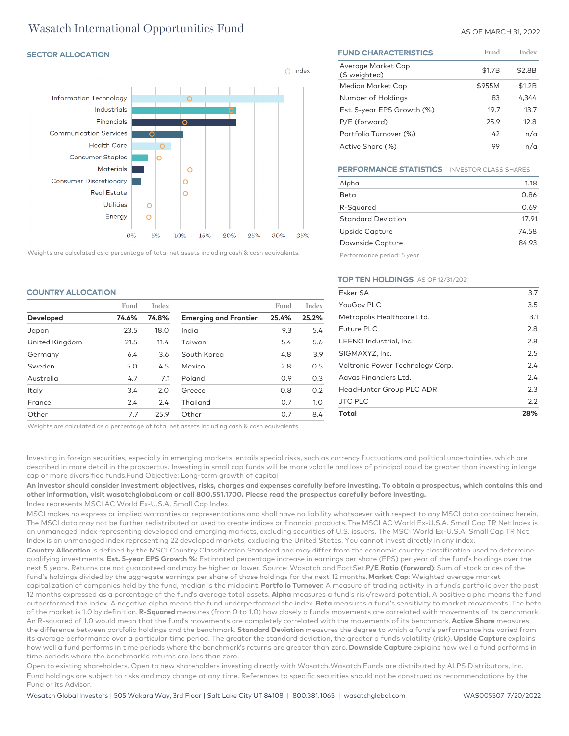# Wasatch International Opportunities Fund

AS OF MARCH 31, 2022

## SECTOR ALLOCATION

Index

Information Technology
Industrials
Financials
Communication Services
Health Care
Consumer Staples
Materials
Consumer Discretionary
Real Estate
Utilities
Energy

0% 5% 10% 15% 20% 25% 30% 35%

Weights are calculated as a percentage of total net assets including cash & cash equivalents.

## COUNTRY ALLOCATION

| | Fund | Index | | Fund | Index |
|---|---|---|---|---|---|
| **Developed** | **74.6%** | **74.8%** | **Emerging and Frontier** | **25.4%** | **25.2%** |
| Japan | 23.5 | 18.0 | India | 9.3 | 5.4 |
| United Kingdom | 21.5 | 11.4 | Taiwan | 5.4 | 5.6 |
| Germany | 6.4 | 3.6 | South Korea | 4.8 | 3.9 |
| Sweden | 5.0 | 4.5 | Mexico | 2.8 | 0.5 |
| Australia | 4.7 | 7.1 | Poland | 0.9 | 0.3 |
| Italy | 3.4 | 2.0 | Greece | 0.8 | 0.2 |
| France | 2.4 | 2.4 | Thailand | 0.7 | 1.0 |
| Other | 7.7 | 25.9 | Other | 0.7 | 8.4 |

Weights are calculated as a percentage of total net assets including cash & cash equivalents.

## FUND CHARACTERISTICS

| | Fund | Index |
|---|---|---|
| Average Market Cap ($ weighted) | $1.7B | $2.8B |
| Median Market Cap | $955M | $1.2B |
| Number of Holdings | 83 | 4,344 |
| Est. 5-year EPS Growth (%) | 19.7 | 13.7 |
| P/E (forward) | 25.9 | 12.8 |
| Portfolio Turnover (%) | 42 | n/a |
| Active Share (%) | 99 | n/a |

## PERFORMANCE STATISTICS INVESTOR CLASS SHARES

| | |
|---|---|
| Alpha | 1.18 |
| Beta | 0.86 |
| R-Squared | 0.69 |
| Standard Deviation | 17.91 |
| Upside Capture | 74.58 |
| Downside Capture | 84.93 |

Performance period: 5 year

## TOP TEN HOLDINGS AS OF 12/31/2021

| | |
|---|---|
| Esker SA | 3.7 |
| YouGov PLC | 3.5 |
| Metropolis Healthcare Ltd. | 3.1 |
| Future PLC | 2.8 |
| LEENO Industrial, Inc. | 2.8 |
| SIGMAXYZ, Inc. | 2.5 |
| Voltronic Power Technology Corp. | 2.4 |
| Aavas Financiers Ltd. | 2.4 |
| HeadHunter Group PLC ADR | 2.3 |
| JTC PLC | 2.2 |
| **Total** | **28%** |

Investing in foreign securities, especially in emerging markets, entails special risks, such as currency fluctuations and political uncertainties, which are described in more detail in the prospectus. Investing in small cap funds will be more volatile and loss of principal could be greater than investing in large cap or more diversified funds.Fund Objective: Long-term growth of capital

**An investor should consider investment objectives, risks, charges and expenses carefully before investing. To obtain a prospectus, which contains this and other information, visit wasatchglobal.com or call 800.551.1700. Please read the prospectus carefully before investing.**

Index represents MSCI AC World Ex-U.S.A. Small Cap Index.

MSCI makes no express or implied warranties or representations and shall have no liability whatsoever with respect to any MSCI data contained herein. The MSCI data may not be further redistributed or used to create indices or financial products. The MSCI AC World Ex-U.S.A. Small Cap TR Net Index is an unmanaged index representing developed and emerging markets, excluding securities of U.S. issuers. The MSCI World Ex-U.S.A. Small Cap TR Net Index is an unmanaged index representing 22 developed markets, excluding the United States. You cannot invest directly in any index.

**Country Allocation** is defined by the MSCI Country Classification Standard and may differ from the economic country classification used to determine qualifying investments. **Est. 5-year EPS Growth %**: Estimated percentage increase in earnings per share (EPS) per year of the fund's holdings over the next 5 years. Returns are not guaranteed and may be higher or lower. Source: Wasatch and FactSet.**P/E Ratio (forward)**: Sum of stock prices of the fund's holdings divided by the aggregate earnings per share of those holdings for the next 12 months.**Market Cap**: Weighted average market capitalization of companies held by the fund, median is the midpoint. **Portfolio Turnover**: A measure of trading activity in a fund's portfolio over the past 12 months expressed as a percentage of the fund's average total assets. **Alpha** measures a fund's risk/reward potential. A positive alpha means the fund outperformed the index. A negative alpha means the fund underperformed the index. **Beta** measures a fund's sensitivity to market movements. The beta of the market is 1.0 by definition. **R-Squared** measures (from 0 to 1.0) how closely a fund's movements are correlated with movements of its benchmark. An R-squared of 1.0 would mean that the fund's movements are completely correlated with the movements of its benchmark. **Active Share** measures the difference between portfolio holdings and the benchmark. **Standard Deviation** measures the degree to which a fund's performance has varied from its average performance over a particular time period. The greater the standard deviation, the greater a funds volatility (risk). **Upside Capture** explains how well a fund performs in time periods where the benchmark's returns are greater than zero. **Downside Capture** explains how well a fund performs in time periods where the benchmark's returns are less than zero.

Open to existing shareholders. Open to new shareholders investing directly with Wasatch.Wasatch Funds are distributed by ALPS Distributors, Inc.

Fund holdings are subject to risks and may change at any time. References to specific securities should not be construed as recommendations by the Fund or its Advisor.

Wasatch Global Investors | 505 Wakara Way, 3rd Floor | Salt Lake City UT 84108 | 800.381.1065 | wasatchglobal.com WAS005507 7/20/2022